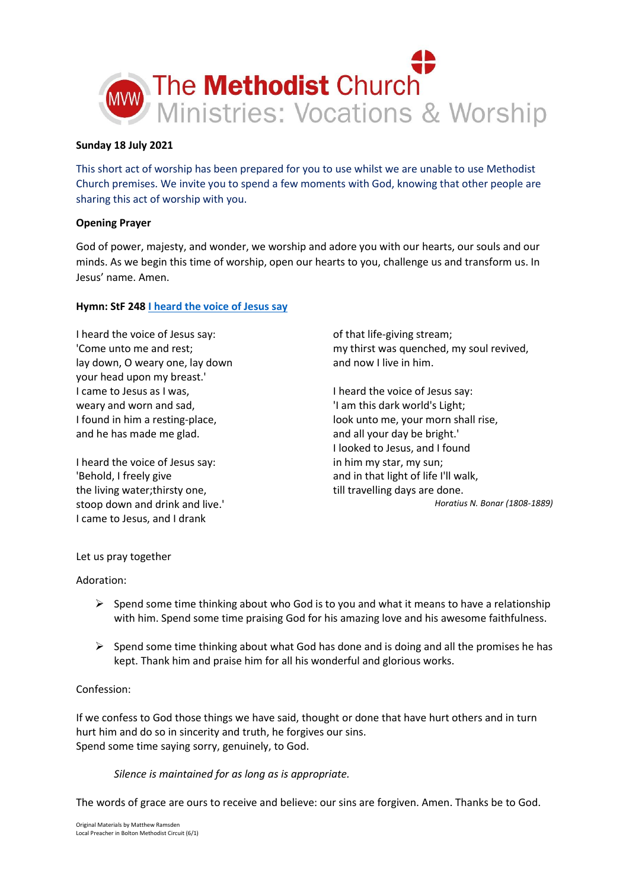The Methodist Church
Ministries: Vocations & Worship

**Sunday 18 July 2021**

This short act of worship has been prepared for you to use whilst we are unable to use Methodist Church premises. We invite you to spend a few moments with God, knowing that other people are sharing this act of worship with you.

**Opening Prayer**

God of power, majesty, and wonder, we worship and adore you with our hearts, our souls and our minds. As we begin this time of worship, open our hearts to you, challenge us and transform us. In Jesus' name. Amen.

**Hymn: StF 248 I heard the voice of Jesus say**

I heard the voice of Jesus say:  
'Come unto me and rest;  
lay down, O weary one, lay down  
your head upon my breast.'  
I came to Jesus as I was,  
weary and worn and sad,  
I found in him a resting-place,  
and he has made me glad.

I heard the voice of Jesus say:  
'Behold, I freely give  
the living water;thirsty one,  
stoop down and drink and live.'  
I came to Jesus, and I drank  
of that life-giving stream;  
my thirst was quenched, my soul revived,  
and now I live in him.

I heard the voice of Jesus say:  
'I am this dark world's Light;  
look unto me, your morn shall rise,  
and all your day be bright.'  
I looked to Jesus, and I found  
in him my star, my sun;  
and in that light of life I'll walk,  
till travelling days are done.

*Horatius N. Bonar (1808-1889)*

Let us pray together

Adoration:

- Spend some time thinking about who God is to you and what it means to have a relationship with him. Spend some time praising God for his amazing love and his awesome faithfulness.
- Spend some time thinking about what God has done and is doing and all the promises he has kept. Thank him and praise him for all his wonderful and glorious works.

Confession:

If we confess to God those things we have said, thought or done that have hurt others and in turn hurt him and do so in sincerity and truth, he forgives our sins.  
Spend some time saying sorry, genuinely, to God.

*Silence is maintained for as long as is appropriate.*

The words of grace are ours to receive and believe: our sins are forgiven. Amen. Thanks be to God.

Original Materials by Matthew Ramsden  
Local Preacher in Bolton Methodist Circuit (6/1)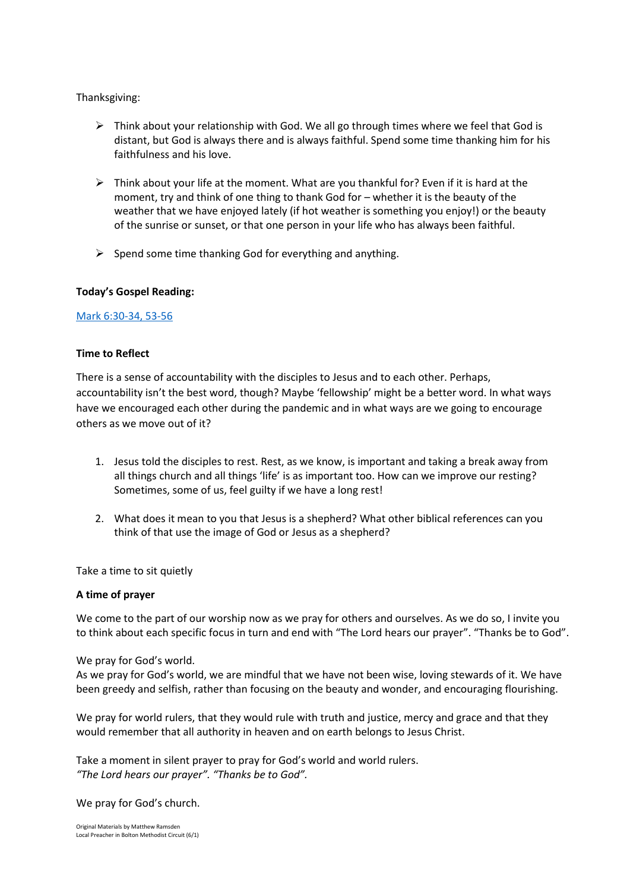Thanksgiving:

- Think about your relationship with God. We all go through times where we feel that God is distant, but God is always there and is always faithful. Spend some time thanking him for his faithfulness and his love.

- Think about your life at the moment. What are you thankful for? Even if it is hard at the moment, try and think of one thing to thank God for – whether it is the beauty of the weather that we have enjoyed lately (if hot weather is something you enjoy!) or the beauty of the sunrise or sunset, or that one person in your life who has always been faithful.

- Spend some time thanking God for everything and anything.

**Today's Gospel Reading:**

Mark 6:30-34, 53-56

**Time to Reflect**

There is a sense of accountability with the disciples to Jesus and to each other. Perhaps, accountability isn't the best word, though? Maybe 'fellowship' might be a better word. In what ways have we encouraged each other during the pandemic and in what ways are we going to encourage others as we move out of it?

1. Jesus told the disciples to rest. Rest, as we know, is important and taking a break away from all things church and all things 'life' is as important too. How can we improve our resting? Sometimes, some of us, feel guilty if we have a long rest!

2. What does it mean to you that Jesus is a shepherd? What other biblical references can you think of that use the image of God or Jesus as a shepherd?

Take a time to sit quietly

**A time of prayer**

We come to the part of our worship now as we pray for others and ourselves. As we do so, I invite you to think about each specific focus in turn and end with "The Lord hears our prayer". "Thanks be to God".

We pray for God's world.
As we pray for God's world, we are mindful that we have not been wise, loving stewards of it. We have been greedy and selfish, rather than focusing on the beauty and wonder, and encouraging flourishing.

We pray for world rulers, that they would rule with truth and justice, mercy and grace and that they would remember that all authority in heaven and on earth belongs to Jesus Christ.

Take a moment in silent prayer to pray for God's world and world rulers.
*"The Lord hears our prayer". "Thanks be to God".*

We pray for God's church.

Original Materials by Matthew Ramsden
Local Preacher in Bolton Methodist Circuit (6/1)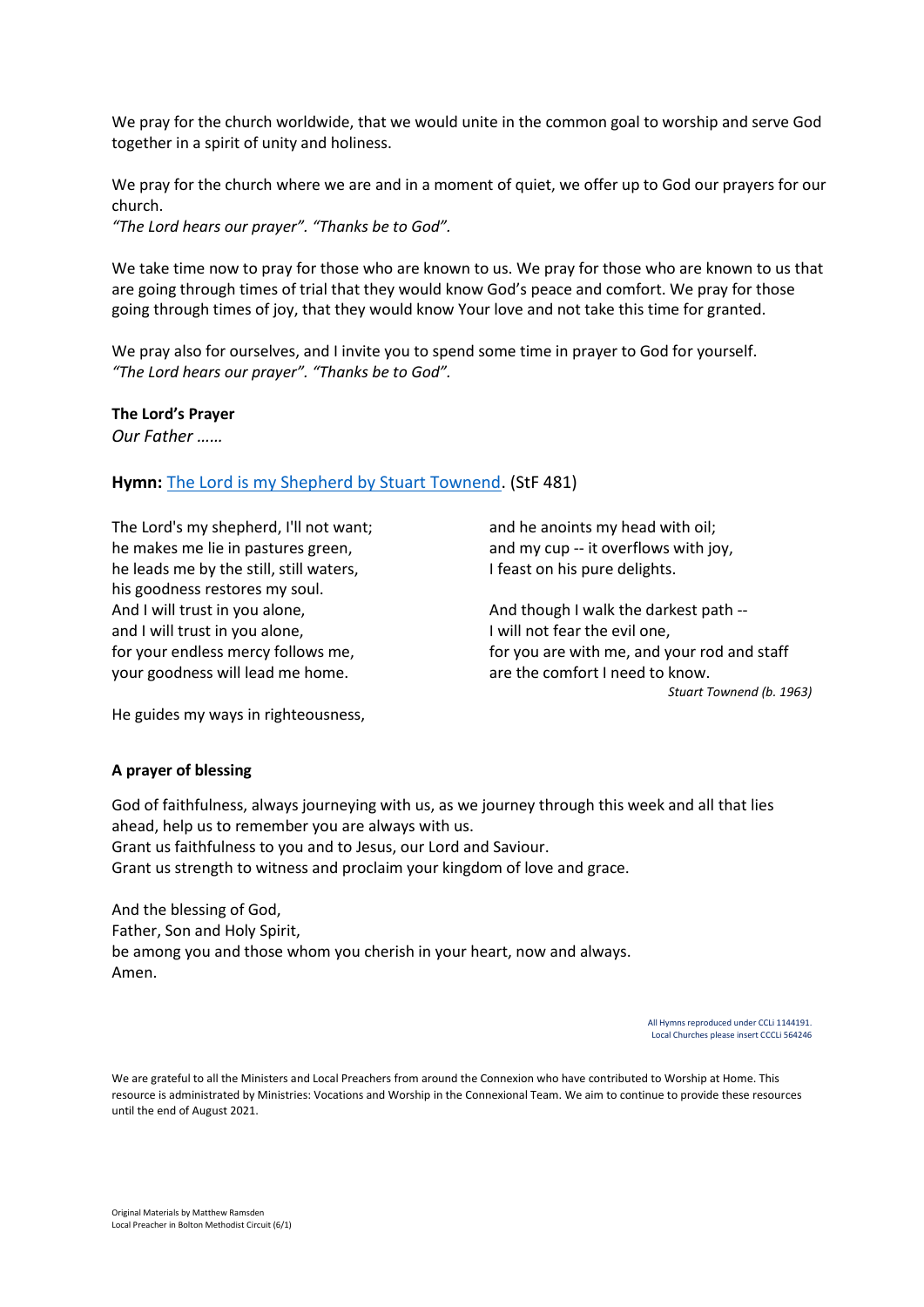We pray for the church worldwide, that we would unite in the common goal to worship and serve God together in a spirit of unity and holiness.

We pray for the church where we are and in a moment of quiet, we offer up to God our prayers for our church.
*"The Lord hears our prayer". "Thanks be to God".*

We take time now to pray for those who are known to us. We pray for those who are known to us that are going through times of trial that they would know God's peace and comfort. We pray for those going through times of joy, that they would know Your love and not take this time for granted.

We pray also for ourselves, and I invite you to spend some time in prayer to God for yourself.
*"The Lord hears our prayer". "Thanks be to God".*

**The Lord's Prayer**
*Our Father ……*

**Hymn:** The Lord is my Shepherd by Stuart Townend. (StF 481)

The Lord's my shepherd, I'll not want;
he makes me lie in pastures green,
he leads me by the still, still waters,
his goodness restores my soul.
And I will trust in you alone,
and I will trust in you alone,
for your endless mercy follows me,
your goodness will lead me home.

He guides my ways in righteousness,
and he anoints my head with oil;
and my cup -- it overflows with joy,
I feast on his pure delights.

And though I walk the darkest path --
I will not fear the evil one,
for you are with me, and your rod and staff
are the comfort I need to know.

*Stuart Townend (b. 1963)*

**A prayer of blessing**

God of faithfulness, always journeying with us, as we journey through this week and all that lies ahead, help us to remember you are always with us.
Grant us faithfulness to you and to Jesus, our Lord and Saviour.
Grant us strength to witness and proclaim your kingdom of love and grace.

And the blessing of God,
Father, Son and Holy Spirit,
be among you and those whom you cherish in your heart, now and always.
Amen.

All Hymns reproduced under CCLi 1144191.
Local Churches please insert CCCLi 564246

We are grateful to all the Ministers and Local Preachers from around the Connexion who have contributed to Worship at Home. This resource is administrated by Ministries: Vocations and Worship in the Connexional Team. We aim to continue to provide these resources until the end of August 2021.

Original Materials by Matthew Ramsden
Local Preacher in Bolton Methodist Circuit (6/1)